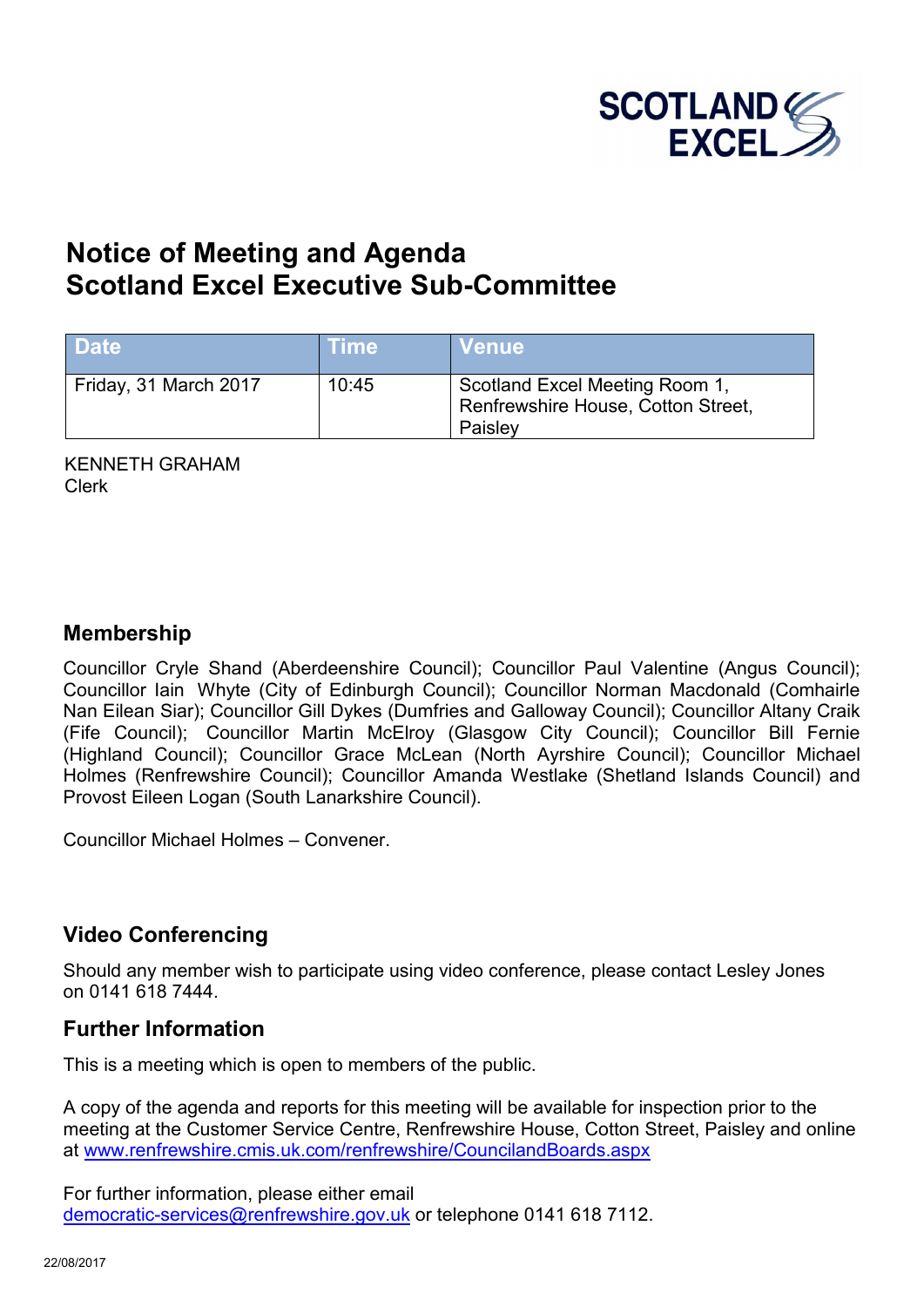SCOTLAND EXCEL

# Notice of Meeting and Agenda
# Scotland Excel Executive Sub-Committee

| Date | Time | Venue |
| --- | --- | --- |
| Friday, 31 March 2017 | 10:45 | Scotland Excel Meeting Room 1, Renfrewshire House, Cotton Street, Paisley |

KENNETH GRAHAM
Clerk

## Membership

Councillor Cryle Shand (Aberdeenshire Council); Councillor Paul Valentine (Angus Council); Councillor Iain Whyte (City of Edinburgh Council); Councillor Norman Macdonald (Comhairle Nan Eilean Siar); Councillor Gill Dykes (Dumfries and Galloway Council); Councillor Altany Craik (Fife Council); Councillor Martin McElroy (Glasgow City Council); Councillor Bill Fernie (Highland Council); Councillor Grace McLean (North Ayrshire Council); Councillor Michael Holmes (Renfrewshire Council); Councillor Amanda Westlake (Shetland Islands Council) and Provost Eileen Logan (South Lanarkshire Council).

Councillor Michael Holmes – Convener.

## Video Conferencing

Should any member wish to participate using video conference, please contact Lesley Jones on 0141 618 7444.

## Further Information

This is a meeting which is open to members of the public.

A copy of the agenda and reports for this meeting will be available for inspection prior to the meeting at the Customer Service Centre, Renfrewshire House, Cotton Street, Paisley and online at [www.renfrewshire.cmis.uk.com/renfrewshire/CouncilandBoards.aspx](http://www.renfrewshire.cmis.uk.com/renfrewshire/CouncilandBoards.aspx)

For further information, please either email [democratic-services@renfrewshire.gov.uk](mailto:democratic-services@renfrewshire.gov.uk) or telephone 0141 618 7112.

22/08/2017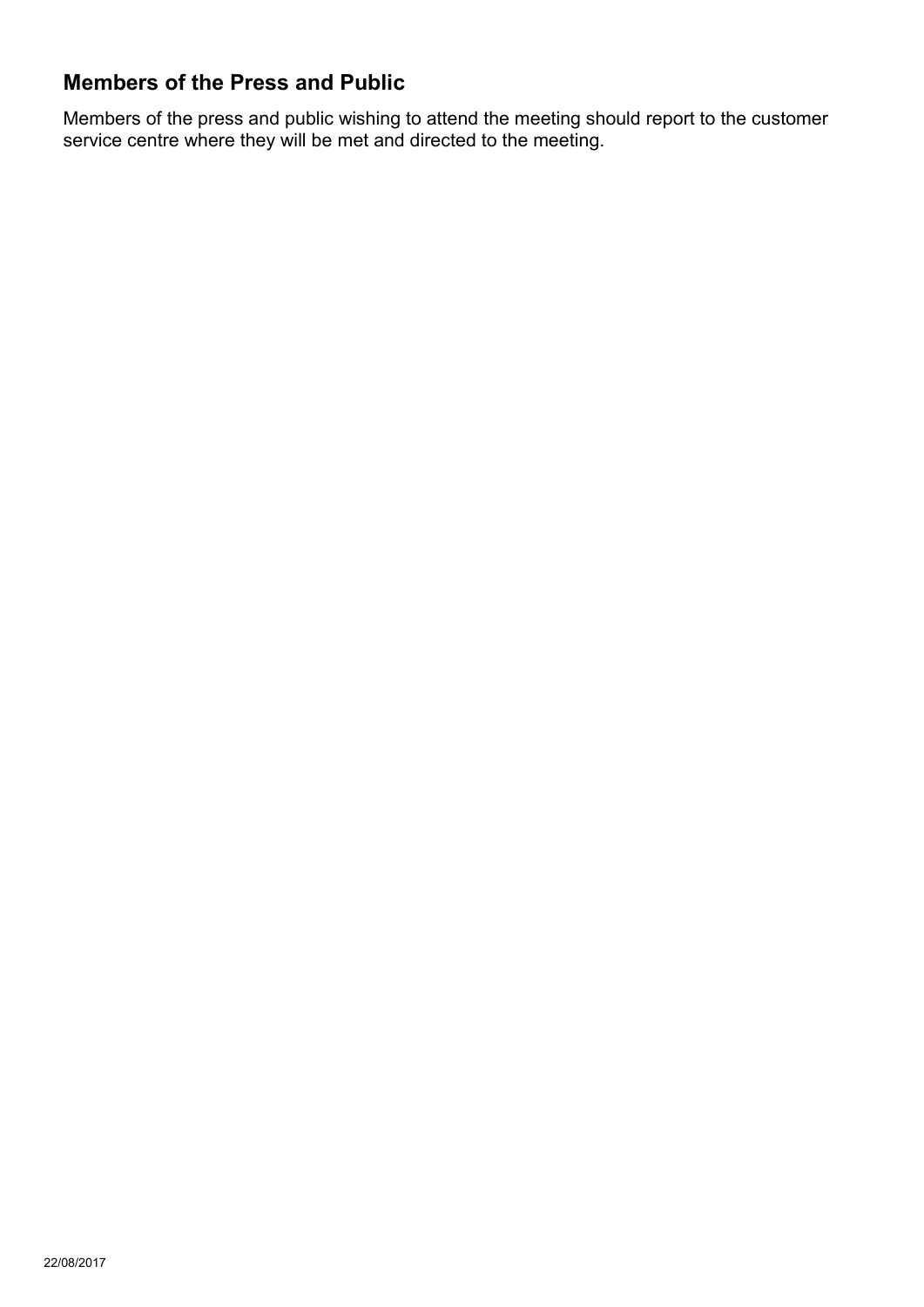## Members of the Press and Public

Members of the press and public wishing to attend the meeting should report to the customer service centre where they will be met and directed to the meeting.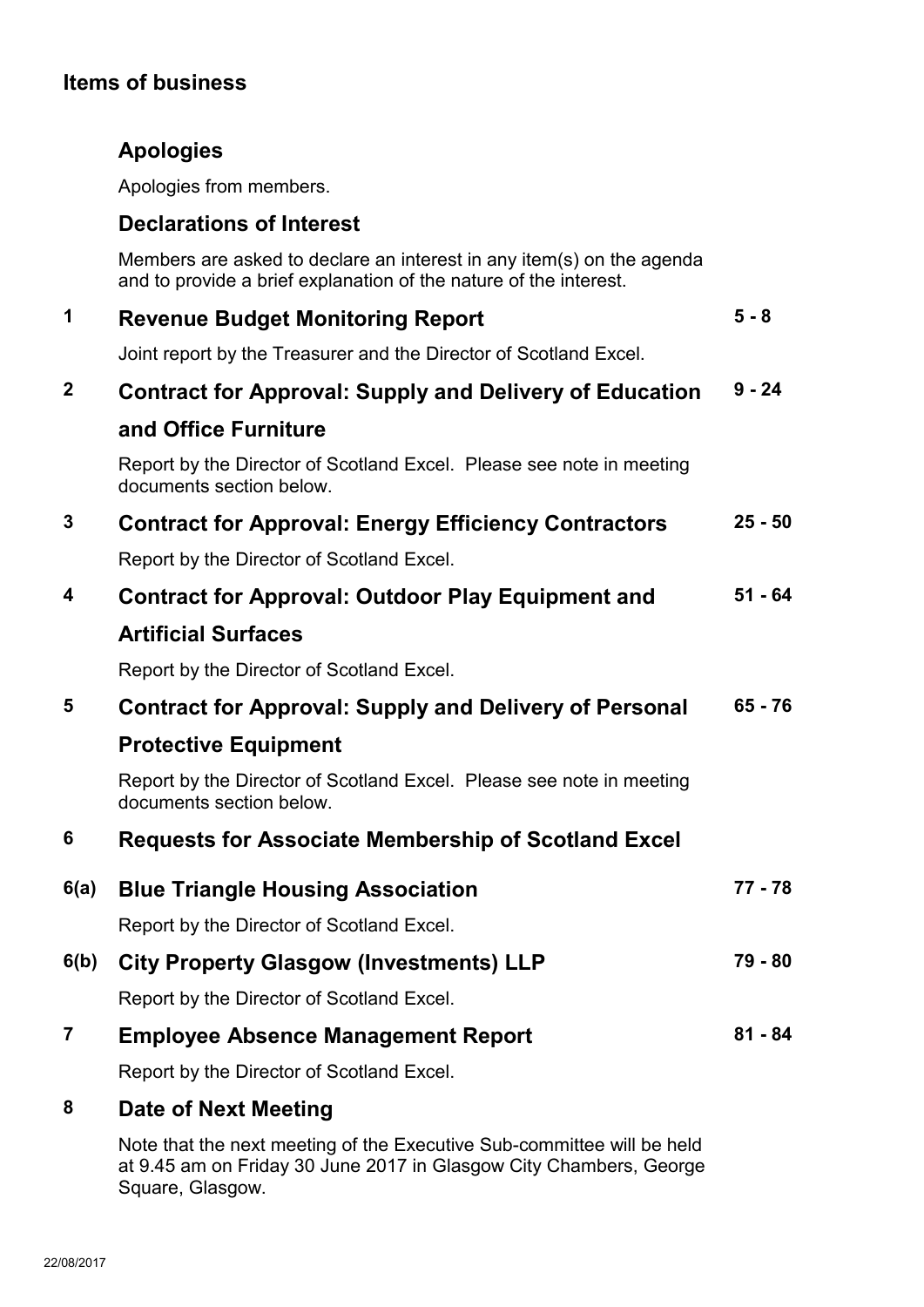## Items of business

### Apologies

Apologies from members.

### Declarations of Interest

Members are asked to declare an interest in any item(s) on the agenda and to provide a brief explanation of the nature of the interest.

| | | |
|---|---|---|
| **1** | **Revenue Budget Monitoring Report**<br>Joint report by the Treasurer and the Director of Scotland Excel. | **5 - 8** |
| **2** | **Contract for Approval: Supply and Delivery of Education and Office Furniture**<br>Report by the Director of Scotland Excel. Please see note in meeting documents section below. | **9 - 24** |
| **3** | **Contract for Approval: Energy Efficiency Contractors**<br>Report by the Director of Scotland Excel. | **25 - 50** |
| **4** | **Contract for Approval: Outdoor Play Equipment and Artificial Surfaces**<br>Report by the Director of Scotland Excel. | **51 - 64** |
| **5** | **Contract for Approval: Supply and Delivery of Personal Protective Equipment**<br>Report by the Director of Scotland Excel. Please see note in meeting documents section below. | **65 - 76** |
| **6** | **Requests for Associate Membership of Scotland Excel** | |
| **6(a)** | **Blue Triangle Housing Association**<br>Report by the Director of Scotland Excel. | **77 - 78** |
| **6(b)** | **City Property Glasgow (Investments) LLP**<br>Report by the Director of Scotland Excel. | **79 - 80** |
| **7** | **Employee Absence Management Report**<br>Report by the Director of Scotland Excel. | **81 - 84** |
| **8** | **Date of Next Meeting**<br>Note that the next meeting of the Executive Sub-committee will be held at 9.45 am on Friday 30 June 2017 in Glasgow City Chambers, George Square, Glasgow. | |

22/08/2017